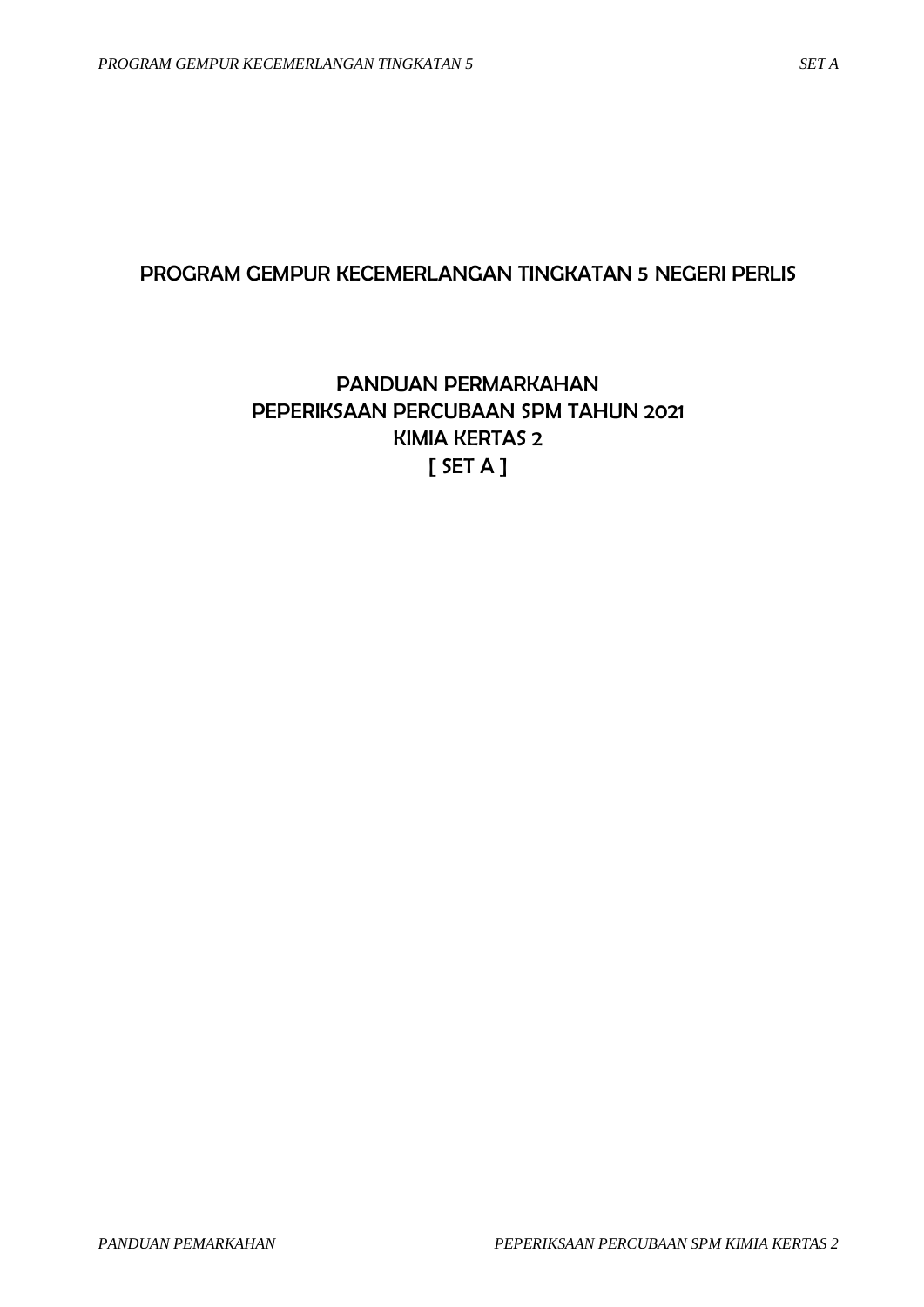# PROGRAM GEMPUR KECEMERLANGAN TINGKATAN 5 NEGERI PERLIS

## PANDUAN PERMARKAHAN
## PEPERIKSAAN PERCUBAAN SPM TAHUN 2021
## KIMIA KERTAS 2
## [ SET A ]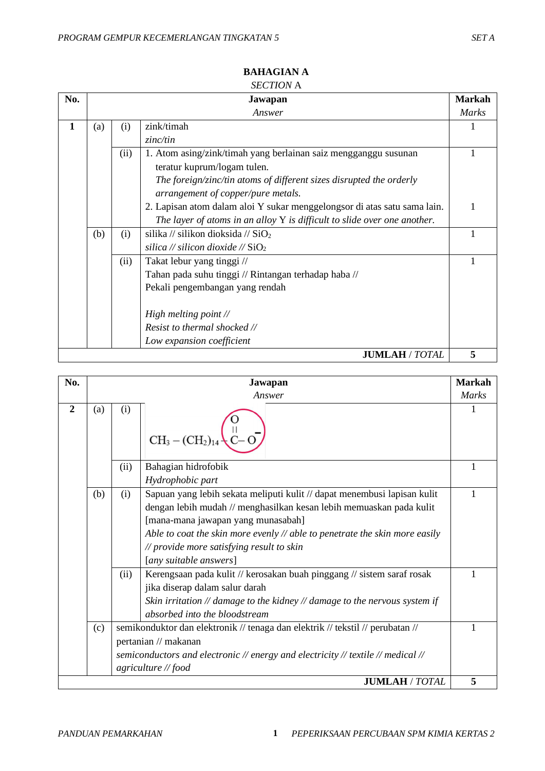**BAHAGIAN A**

*SECTION* A

| No. | | | **Jawapan** *Answer* | **Markah** *Marks* |
|---|---|---|---|---|
| **1** | (a) | (i) | zink/timah *zinc/tin* | 1 |
| | | (ii) | 1. Atom asing/zink/timah yang berlainan saiz mengganggu susunan teratur kuprum/logam tulen. *The foreign/zinc/tin atoms of different sizes disrupted the orderly arrangement of copper/pure metals.* | 1 |
| | | | 2. Lapisan atom dalam aloi Y sukar menggelongsor di atas satu sama lain. *The layer of atoms in an alloy* Y *is difficult to slide over one another.* | 1 |
| | (b) | (i) | silika // silikon dioksida // $SiO_2$ *silica // silicon dioxide //* $SiO_2$ | 1 |
| | | (ii) | Takat lebur yang tinggi // Tahan pada suhu tinggi // Rintangan terhadap haba // Pekali pengembangan yang rendah *High melting point // Resist to thermal shocked // Low expansion coefficient* | 1 |
| | | | **JUMLAH** / *TOTAL* | **5** |

| No. | | | **Jawapan** *Answer* | **Markah** *Marks* |
|---|---|---|---|---|
| **2** | (a) | (i) | $CH_3 - (CH_2)_{14} - \overset{\overset{\displaystyle O}{\|\|}}{C} - O^-$ | 1 |
| | | (ii) | Bahagian hidrofobik *Hydrophobic part* | 1 |
| | (b) | (i) | Sapuan yang lebih sekata meliputi kulit // dapat menembusi lapisan kulit dengan lebih mudah // menghasilkan kesan lebih memuaskan pada kulit [mana-mana jawapan yang munasabah] *Able to coat the skin more evenly // able to penetrate the skin more easily // provide more satisfying result to skin* [*any suitable answers*] | 1 |
| | | (ii) | Kerengsaan pada kulit // kerosakan buah pinggang // sistem saraf rosak jika diserap dalam salur darah *Skin irritation // damage to the kidney // damage to the nervous system if absorbed into the bloodstream* | 1 |
| | (c) | | semikonduktor dan elektronik // tenaga dan elektrik // tekstil // perubatan // pertanian // makanan *semiconductors and electronic // energy and electricity // textile // medical // agriculture // food* | 1 |
| | | | **JUMLAH** / *TOTAL* | **5** |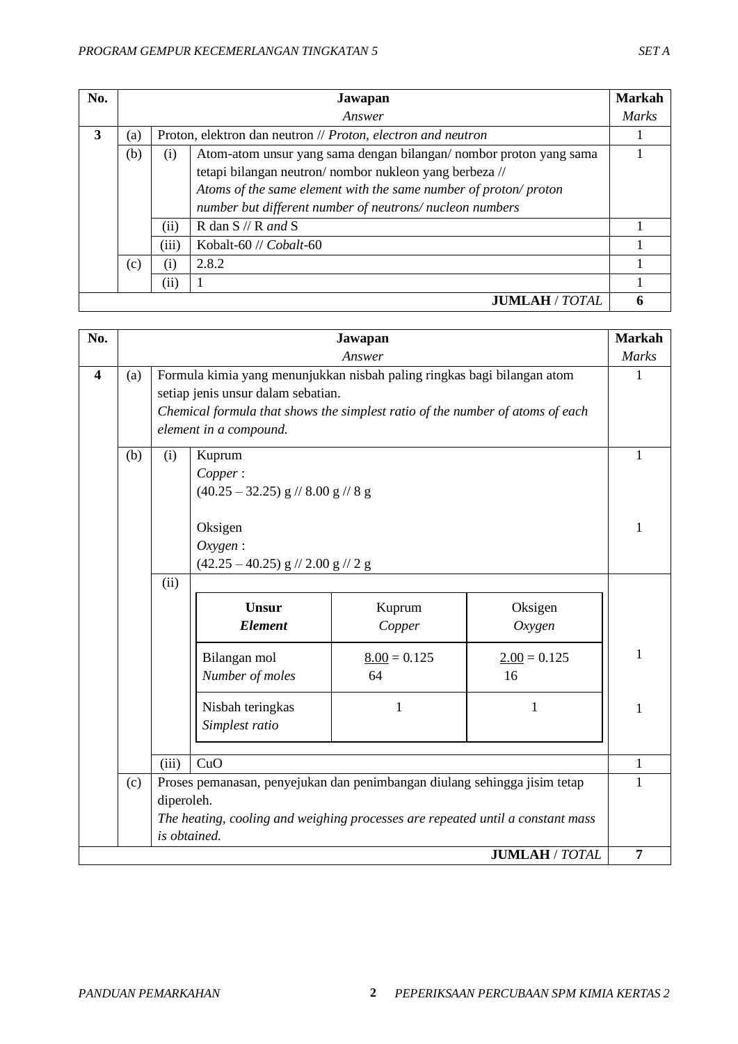| No. | Jawapan<br>*Answer* | | | Markah<br>*Marks* |
|---|---|---|---|---|
| **3** | (a) | Proton, elektron dan neutron // *Proton, electron and neutron* | | 1 |
| | (b) | (i) | Atom-atom unsur yang sama dengan bilangan/ nombor proton yang sama tetapi bilangan neutron/ nombor nukleon yang berbeza // *Atoms of the same element with the same number of proton/ proton number but different number of neutrons/ nucleon numbers* | 1 |
| | | (ii) | R dan S // R *and* S | 1 |
| | | (iii) | Kobalt-60 // *Cobalt*-60 | 1 |
| | (c) | (i) | 2.8.2 | 1 |
| | | (ii) | 1 | 1 |
| | | | **JUMLAH** / *TOTAL* | **6** |

| No. | Jawapan<br>*Answer* | | | Markah<br>*Marks* |
|---|---|---|---|---|
| **4** | (a) | Formula kimia yang menunjukkan nisbah paling ringkas bagi bilangan atom setiap jenis unsur dalam sebatian.<br>*Chemical formula that shows the simplest ratio of the number of atoms of each element in a compound.* | | 1 |
| | (b) | (i) | Kuprum<br>*Copper* :<br>(40.25 – 32.25) g // 8.00 g // 8 g | 1 |
| | | | Oksigen<br>*Oxygen* :<br>(42.25 – 40.25) g // 2.00 g // 2 g | 1 |
| | | (ii) | See table below | |
| | | (iii) | CuO | 1 |
| | (c) | Proses pemanasan, penyejukan dan penimbangan diulang sehingga jisim tetap diperoleh.<br>*The heating, cooling and weighing processes are repeated until a constant mass is obtained.* | | 1 |
| | | | **JUMLAH** / *TOTAL* | **7** |

4 (b)(ii):

| **Unsur**<br>***Element*** | Kuprum<br>*Copper* | Oksigen<br>*Oxygen* | Markah<br>*Marks* |
|---|---|---|---|
| Bilangan mol<br>*Number of moles* | $\frac{8.00}{64} = 0.125$ | $\frac{2.00}{16} = 0.125$ | 1 |
| Nisbah teringkas<br>*Simplest ratio* | 1 | 1 | 1 |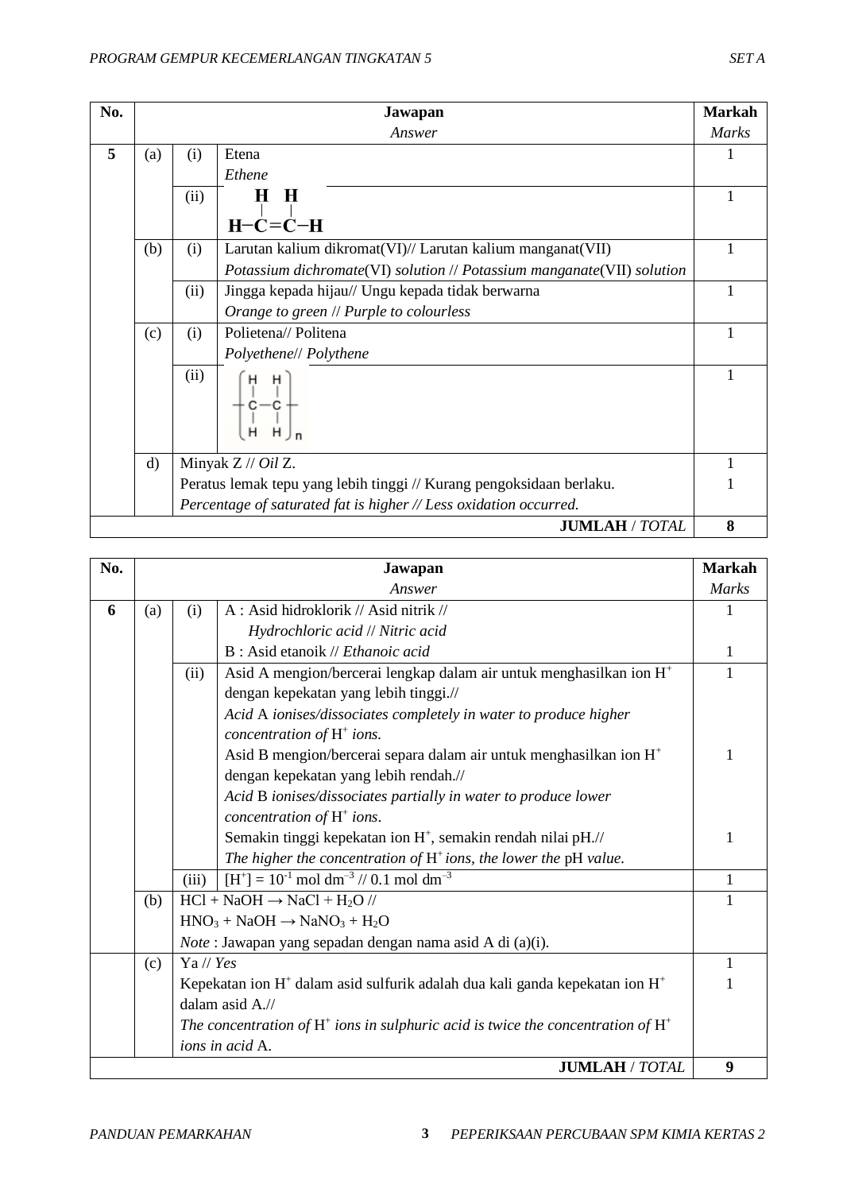| No. | Jawapan *Answer* | | | Markah *Marks* |
|---|---|---|---|---|
| **5** | (a) | (i) | Etena *Ethene* | 1 |
| | | (ii) | $H-C(H)=C(H)-H$ (H−C=C−H with H above each C) | 1 |
| | (b) | (i) | Larutan kalium dikromat(VI)// Larutan kalium manganat(VII) *Potassium dichromate*(VI) *solution* // *Potassium manganate*(VII) *solution* | 1 |
| | | (ii) | Jingga kepada hijau// Ungu kepada tidak berwarna *Orange to green* // *Purple to colourless* | 1 |
| | (c) | (i) | Polietena// Politena *Polyethene*// *Polythene* | 1 |
| | | (ii) | $\left[ -C(H)(H)-C(H)(H)- \right]_n$ | 1 |
| | d) | | Minyak Z // *Oil* Z. | 1 |
| | | | Peratus lemak tepu yang lebih tinggi // Kurang pengoksidaan berlaku. *Percentage of saturated fat is higher // Less oxidation occurred.* | 1 |
| | | | **JUMLAH** / *TOTAL* | **8** |

| No. | Jawapan *Answer* | | | Markah *Marks* |
|---|---|---|---|---|
| **6** | (a) | (i) | A : Asid hidroklorik // Asid nitrik // *Hydrochloric acid* // *Nitric acid* | 1 |
| | | | B : Asid etanoik // *Ethanoic acid* | 1 |
| | | (ii) | Asid A mengion/bercerai lengkap dalam air untuk menghasilkan ion $H^+$ dengan kepekatan yang lebih tinggi.// *Acid* A *ionises/dissociates completely in water to produce higher concentration of* $H^+$ *ions.* | 1 |
| | | | Asid B mengion/bercerai separa dalam air untuk menghasilkan ion $H^+$ dengan kepekatan yang lebih rendah.// *Acid* B *ionises/dissociates partially in water to produce lower concentration of* $H^+$ *ions*. | 1 |
| | | | Semakin tinggi kepekatan ion $H^+$, semakin rendah nilai pH.// *The higher the concentration of* $H^+$ *ions, the lower the* pH *value.* | 1 |
| | | (iii) | $[H^+] = 10^{-1}$ mol dm$^{-3}$ // 0.1 mol dm$^{-3}$ | 1 |
| | (b) | | $HCl + NaOH \rightarrow NaCl + H_2O$ // $HNO_3 + NaOH \rightarrow NaNO_3 + H_2O$ *Note* : Jawapan yang sepadan dengan nama asid A di (a)(i). | 1 |
| | (c) | | Ya // *Yes* | 1 |
| | | | Kepekatan ion $H^+$ dalam asid sulfurik adalah dua kali ganda kepekatan ion $H^+$ dalam asid A.// *The concentration of* $H^+$ *ions in sulphuric acid is twice the concentration of* $H^+$ *ions in acid* A. | 1 |
| | | | **JUMLAH** / *TOTAL* | **9** |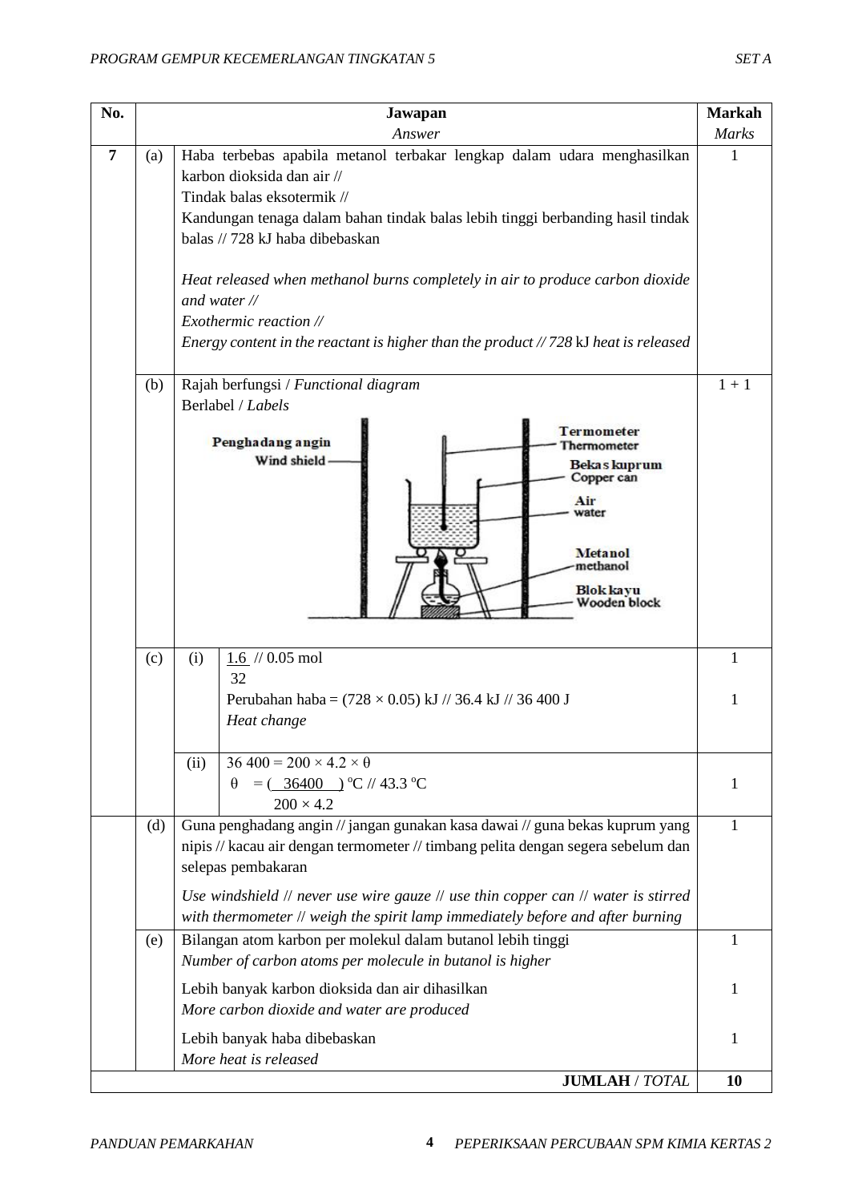| No. | | | Jawapan<br>*Answer* | Markah<br>*Marks* |
|---|---|---|---|---|
| **7** | (a) | | Haba terbebas apabila metanol terbakar lengkap dalam udara menghasilkan karbon dioksida dan air //<br>Tindak balas eksotermik //<br>Kandungan tenaga dalam bahan tindak balas lebih tinggi berbanding hasil tindak balas // 728 kJ haba dibebaskan<br><br>*Heat released when methanol burns completely in air to produce carbon dioxide and water //*<br>*Exothermic reaction //*<br>*Energy content in the reactant is higher than the product // 728* kJ *heat is released* | 1 |
| | (b) | | Rajah berfungsi / *Functional diagram*<br>Berlabel / *Labels*<br>Penghadang angin / Wind shield; Termometer / Thermometer; Bekas kuprum / Copper can; Air / water; Metanol / methanol; Blok kayu / Wooden block | 1 + 1 |
| | (c) | (i) | $\frac{1.6}{32}$ // 0.05 mol<br>Perubahan haba = (728 × 0.05) kJ // 36.4 kJ // 36 400 J<br>*Heat change* | 1<br><br>1 |
| | | (ii) | 36 400 = 200 × 4.2 × θ<br>$\theta = \left(\frac{36400}{200 \times 4.2}\right)$ °C // 43.3 °C | 1 |
| | (d) | | Guna penghadang angin // jangan gunakan kasa dawai // guna bekas kuprum yang nipis // kacau air dengan termometer // timbang pelita dengan segera sebelum dan selepas pembakaran<br><br>*Use windshield // never use wire gauze // use thin copper can // water is stirred with thermometer // weigh the spirit lamp immediately before and after burning* | 1 |
| | (e) | | Bilangan atom karbon per molekul dalam butanol lebih tinggi<br>*Number of carbon atoms per molecule in butanol is higher*<br><br>Lebih banyak karbon dioksida dan air dihasilkan<br>*More carbon dioxide and water are produced*<br><br>Lebih banyak haba dibebaskan<br>*More heat is released* | 1<br><br>1<br><br>1 |
| | | | **JUMLAH** / *TOTAL* | **10** |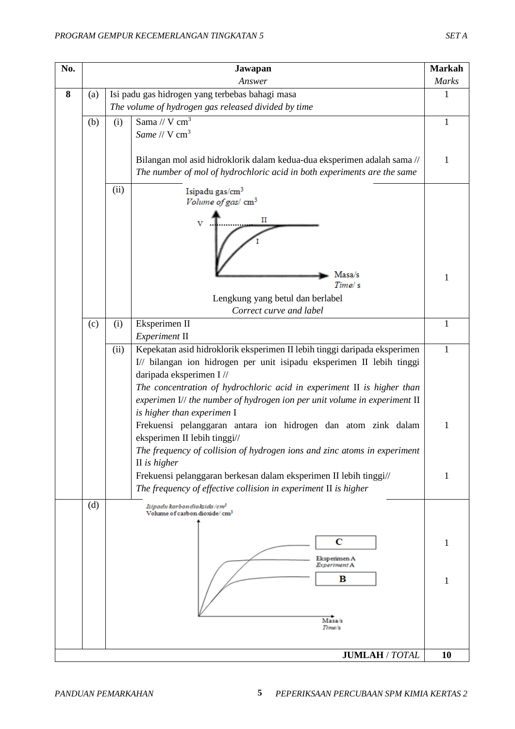| No. | Jawapan *Answer* | | | Markah *Marks* |
|---|---|---|---|---|
| **8** | (a) | | Isi padu gas hidrogen yang terbebas bahagi masa *The volume of hydrogen gas released divided by time* | 1 |
| | (b) | (i) | Sama // V $cm^3$ *Same* // V $cm^3$ | 1 |
| | | | Bilangan mol asid hidroklorik dalam kedua-dua eksperimen adalah sama // *The number of mol of hydrochloric acid in both experiments are the same* | 1 |
| | | (ii) | Isipadu gas/$cm^3$ *Volume of gas*/ $cm^3$; Masa/s *Time*/ s; V; I; II. Lengkung yang betul dan berlabel *Correct curve and label* | 1 |
| | (c) | (i) | Eksperimen II *Experiment* II | 1 |
| | | (ii) | Kepekatan asid hidroklorik eksperimen II lebih tinggi daripada eksperimen I// bilangan ion hidrogen per unit isipadu eksperimen II lebih tinggi daripada eksperimen I // *The concentration of hydrochloric acid in experiment* II *is higher than experimen* I// *the number of hydrogen ion per unit volume in experiment* II *is higher than experimen* I | 1 |
| | | | Frekuensi pelanggaran antara ion hidrogen dan atom zink dalam eksperimen II lebih tinggi// *The frequency of collision of hydrogen ions and zinc atoms in experiment* II *is higher* | 1 |
| | | | Frekuensi pelanggaran berkesan dalam eksperimen II lebih tinggi// *The frequency of effective collision in experiment* II *is higher* | 1 |
| | (d) | | *Isipadu karbon dioksida* /$cm^3$ Volume of carbon dioxide/ $cm^3$; Masa/s *Time*/s; C; Eksperimen A *Experiment A*; B | 1 |
| | | | | 1 |
| | | | **JUMLAH** / *TOTAL* | **10** |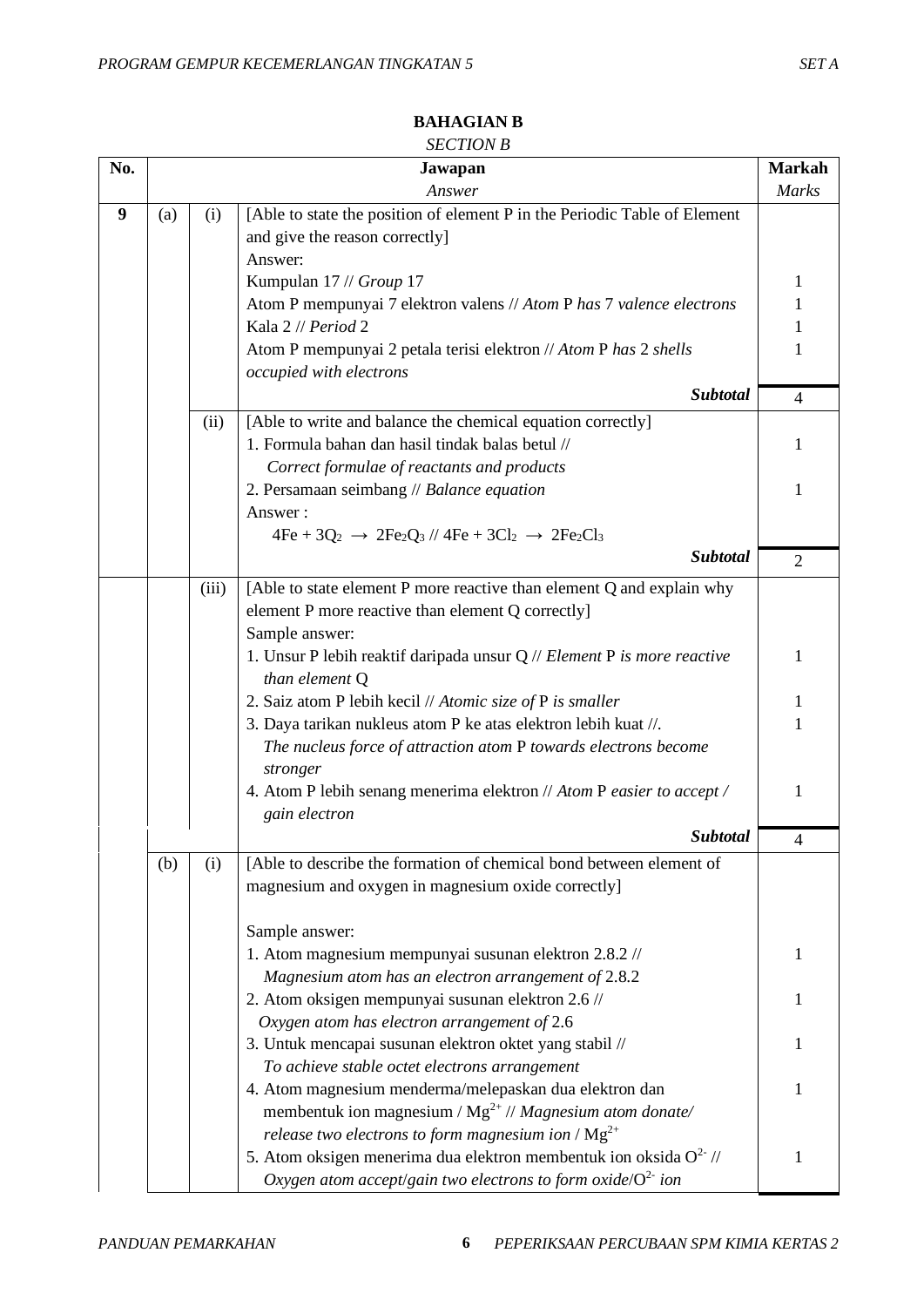**BAHAGIAN B**

*SECTION B*

| No. | | | Jawapan<br>*Answer* | Markah<br>*Marks* |
|---|---|---|---|---|
| **9** | (a) | (i) | [Able to state the position of element P in the Periodic Table of Element and give the reason correctly]<br>Answer:<br>Kumpulan 17 // *Group* 17<br>Atom P mempunyai 7 elektron valens // *Atom* P *has* 7 *valence electrons*<br>Kala 2 // *Period* 2<br>Atom P mempunyai 2 petala terisi elektron // *Atom* P *has* 2 *shells occupied with electrons* | <br><br><br>1<br>1<br>1<br>1 |
| | | | ***Subtotal*** | 4 |
| | | (ii) | [Able to write and balance the chemical equation correctly]<br>1. Formula bahan dan hasil tindak balas betul // *Correct formulae of reactants and products*<br>2. Persamaan seimbang // *Balance equation*<br>Answer :<br>$4Fe + 3Q_2 \rightarrow 2Fe_2Q_3$ // $4Fe + 3Cl_2 \rightarrow 2Fe_2Cl_3$ | <br>1<br><br>1 |
| | | | ***Subtotal*** | 2 |
| | | (iii) | [Able to state element P more reactive than element Q and explain why element P more reactive than element Q correctly]<br>Sample answer:<br>1. Unsur P lebih reaktif daripada unsur Q // *Element* P *is more reactive than element* Q<br>2. Saiz atom P lebih kecil // *Atomic size of* P *is smaller*<br>3. Daya tarikan nukleus atom P ke atas elektron lebih kuat //. *The nucleus force of attraction atom* P *towards electrons become stronger*<br>4. Atom P lebih senang menerima elektron // *Atom* P *easier to accept / gain electron* | <br><br><br>1<br><br>1<br>1<br><br>1 |
| | | | ***Subtotal*** | 4 |
| | (b) | (i) | [Able to describe the formation of chemical bond between element of magnesium and oxygen in magnesium oxide correctly]<br><br>Sample answer:<br>1. Atom magnesium mempunyai susunan elektron 2.8.2 // *Magnesium atom has an electron arrangement of* 2.8.2<br>2. Atom oksigen mempunyai susunan elektron 2.6 // *Oxygen atom has electron arrangement of* 2.6<br>3. Untuk mencapai susunan elektron oktet yang stabil // *To achieve stable octet electrons arrangement*<br>4. Atom magnesium menderma/melepaskan dua elektron dan membentuk ion magnesium / $Mg^{2+}$ // *Magnesium atom donate/ release two electrons to form magnesium ion* / $Mg^{2+}$<br>5. Atom oksigen menerima dua elektron membentuk ion oksida $O^{2-}$ // *Oxygen atom accept/gain two electrons to form oxide/*$O^{2-}$ *ion* | <br><br><br><br>1<br><br>1<br><br>1<br><br>1<br><br>1 |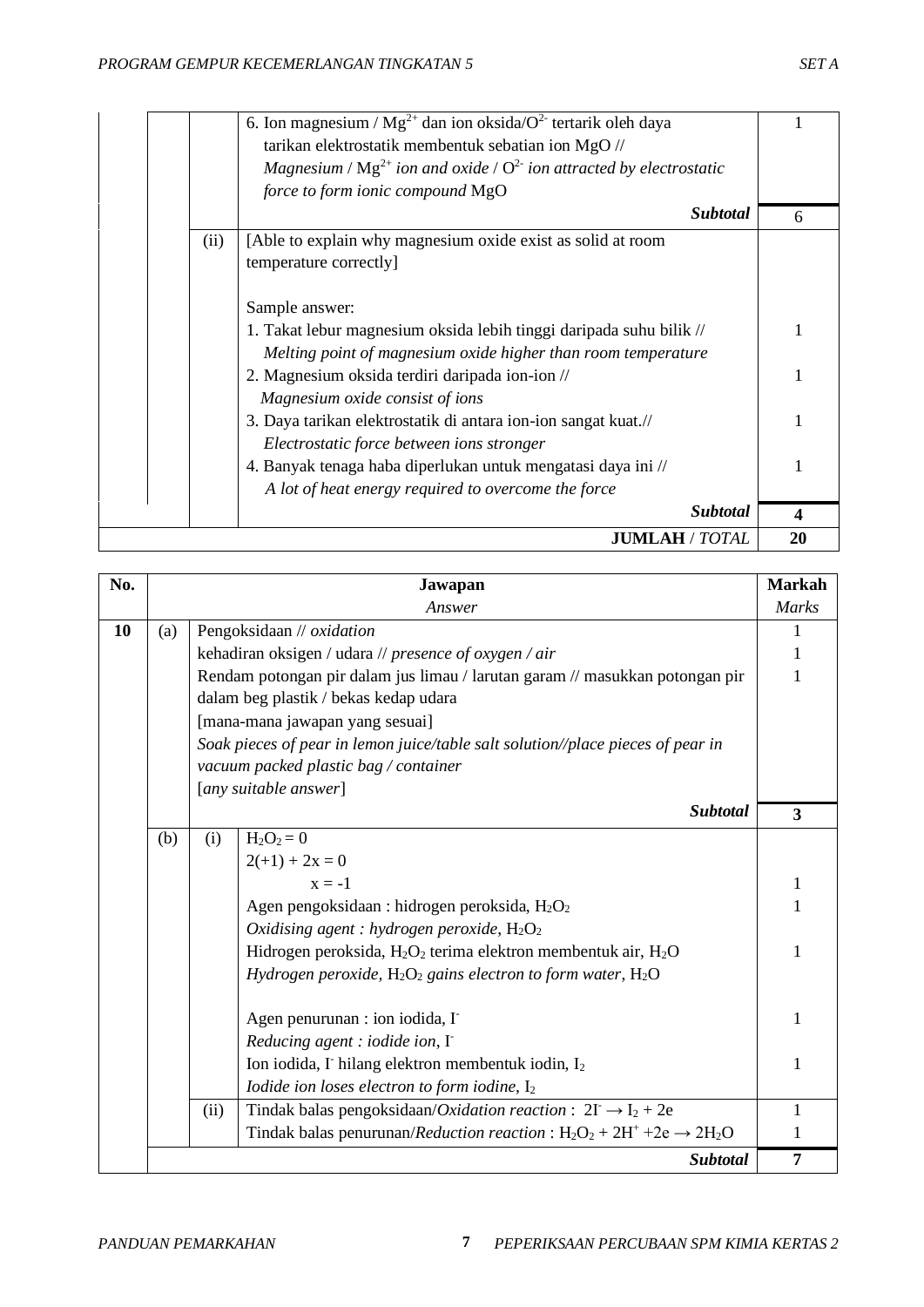| | | | | |
|---|---|---|---|---|
| | | | 6. Ion magnesium / $Mg^{2+}$ dan ion oksida/$O^{2-}$ tertarik oleh daya tarikan elektrostatik membentuk sebatian ion MgO // *Magnesium* / $Mg^{2+}$ *ion and oxide* / $O^{2-}$ *ion attracted by electrostatic force to form ionic compound* MgO | 1 |
| | | | ***Subtotal*** | 6 |
| | | (ii) | [Able to explain why magnesium oxide exist as solid at room temperature correctly]<br><br>Sample answer: | |
| | | | 1. Takat lebur magnesium oksida lebih tinggi daripada suhu bilik // *Melting point of magnesium oxide higher than room temperature* | 1 |
| | | | 2. Magnesium oksida terdiri daripada ion-ion // *Magnesium oxide consist of ions* | 1 |
| | | | 3. Daya tarikan elektrostatik di antara ion-ion sangat kuat.// *Electrostatic force between ions stronger* | 1 |
| | | | 4. Banyak tenaga haba diperlukan untuk mengatasi daya ini // *A lot of heat energy required to overcome the force* | 1 |
| | | | ***Subtotal*** | **4** |
| | | | **JUMLAH** / *TOTAL* | **20** |

| No. | **Jawapan**<br>*Answer* | | | **Markah**<br>*Marks* |
|---|---|---|---|---|
| **10** | (a) | Pengoksidaan // *oxidation* | | 1 |
| | | kehadiran oksigen / udara // *presence of oxygen / air* | | 1 |
| | | Rendam potongan pir dalam jus limau / larutan garam // masukkan potongan pir dalam beg plastik / bekas kedap udara<br>[mana-mana jawapan yang sesuai]<br>*Soak pieces of pear in lemon juice/table salt solution//place pieces of pear in vacuum packed plastic bag / container*<br>[*any suitable answer*] | | 1 |
| | | | ***Subtotal*** | **3** |
| | (b) | (i) | $H_2O_2 = 0$<br>$2(+1) + 2x = 0$<br>$x = -1$ | 1 |
| | | | Agen pengoksidaan : hidrogen peroksida, $H_2O_2$<br>*Oxidising agent : hydrogen peroxide*, $H_2O_2$ | 1 |
| | | | Hidrogen peroksida, $H_2O_2$ terima elektron membentuk air, $H_2O$<br>*Hydrogen peroxide,* $H_2O_2$ *gains electron to form water*, $H_2O$ | 1 |
| | | | Agen penurunan : ion iodida, $I^-$<br>*Reducing agent : iodide ion*, $I^-$ | 1 |
| | | | Ion iodida, $I^-$ hilang elektron membentuk iodin, $I_2$<br>*Iodide ion loses electron to form iodine*, $I_2$ | 1 |
| | | (ii) | Tindak balas pengoksidaan/*Oxidation reaction* : $2I^- \rightarrow I_2 + 2e$ | 1 |
| | | | Tindak balas penurunan/*Reduction reaction* : $H_2O_2 + 2H^+ + 2e \rightarrow 2H_2O$ | 1 |
| | | | ***Subtotal*** | **7** |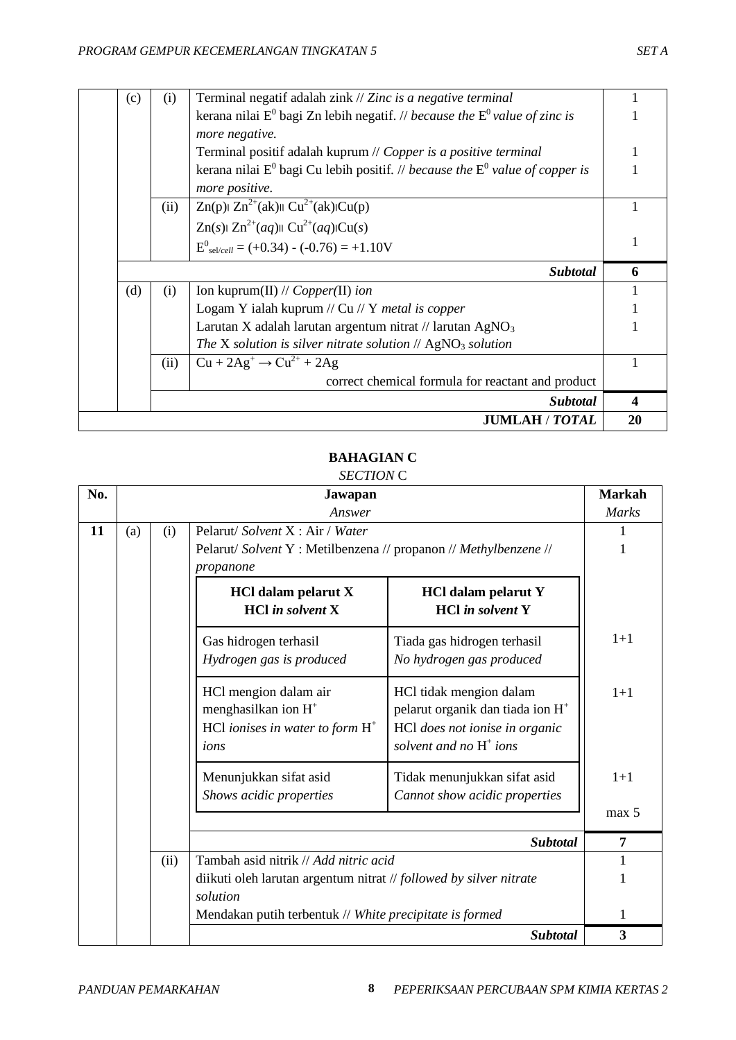| | | | | |
|---|---|---|---|---|
| | (c) | (i) | Terminal negatif adalah zink // *Zinc is a negative terminal* | 1 |
| | | | kerana nilai $E^0$ bagi Zn lebih negatif. // *because the* $E^0$ *value of zinc is more negative.* | 1 |
| | | | Terminal positif adalah kuprum // *Copper is a positive terminal* | 1 |
| | | | kerana nilai $E^0$ bagi Cu lebih positif. // *because the* $E^0$ *value of copper is more positive.* | 1 |
| | | (ii) | $Zn(p) \mid Zn^{2+}(ak) \parallel Cu^{2+}(ak) \mid Cu(p)$ | 1 |
| | | | $Zn(s) \mid Zn^{2+}(aq) \parallel Cu^{2+}(aq) \mid Cu(s)$ | |
| | | | $E^0_{sel/cell} = (+0.34) - (-0.76) = +1.10V$ | 1 |
| | | | ***Subtotal*** | **6** |
| | (d) | (i) | Ion kuprum(II) // *Copper(II) ion* | 1 |
| | | | Logam Y ialah kuprum // Cu // Y *metal is copper* | 1 |
| | | | Larutan X adalah larutan argentum nitrat // larutan $AgNO_3$ *The* X *solution is silver nitrate solution* // $AgNO_3$ *solution* | 1 |
| | | (ii) | $Cu + 2Ag^+ \rightarrow Cu^{2+} + 2Ag$ | 1 |
| | | | correct chemical formula for reactant and product | |
| | | | ***Subtotal*** | **4** |
| | | | **JUMLAH / *TOTAL*** | **20** |

## BAHAGIAN C
*SECTION* C

| No. | | | Jawapan *Answer* | Markah *Marks* |
|---|---|---|---|---|
| **11** | (a) | (i) | Pelarut/ *Solvent* X : Air / *Water* | 1 |
| | | | Pelarut/ *Solvent* Y : Metilbenzena // propanon // *Methylbenzene* // *propanone* | 1 |
| | | | **HCl dalam pelarut X** / **HCl *in solvent* X** vs **HCl dalam pelarut Y** / **HCl *in solvent* Y** | |
| | | | Gas hidrogen terhasil / *Hydrogen gas is produced* — Tiada gas hidrogen terhasil / *No hydrogen gas produced* | 1+1 |
| | | | HCl mengion dalam air menghasilkan ion $H^+$ / HCl *ionises in water to form* $H^+$ *ions* — HCl tidak mengion dalam pelarut organik dan tiada ion $H^+$ / HCl *does not ionise in organic solvent and no* $H^+$ *ions* | 1+1 |
| | | | Menunjukkan sifat asid / *Shows acidic properties* — Tidak menunjukkan sifat asid / *Cannot show acidic properties* | 1+1 |
| | | | | max 5 |
| | | | ***Subtotal*** | **7** |
| | | (ii) | Tambah asid nitrik // *Add nitric acid* | 1 |
| | | | diikuti oleh larutan argentum nitrat // *followed by silver nitrate solution* | 1 |
| | | | Mendakan putih terbentuk // *White precipitate is formed* | 1 |
| | | | ***Subtotal*** | **3** |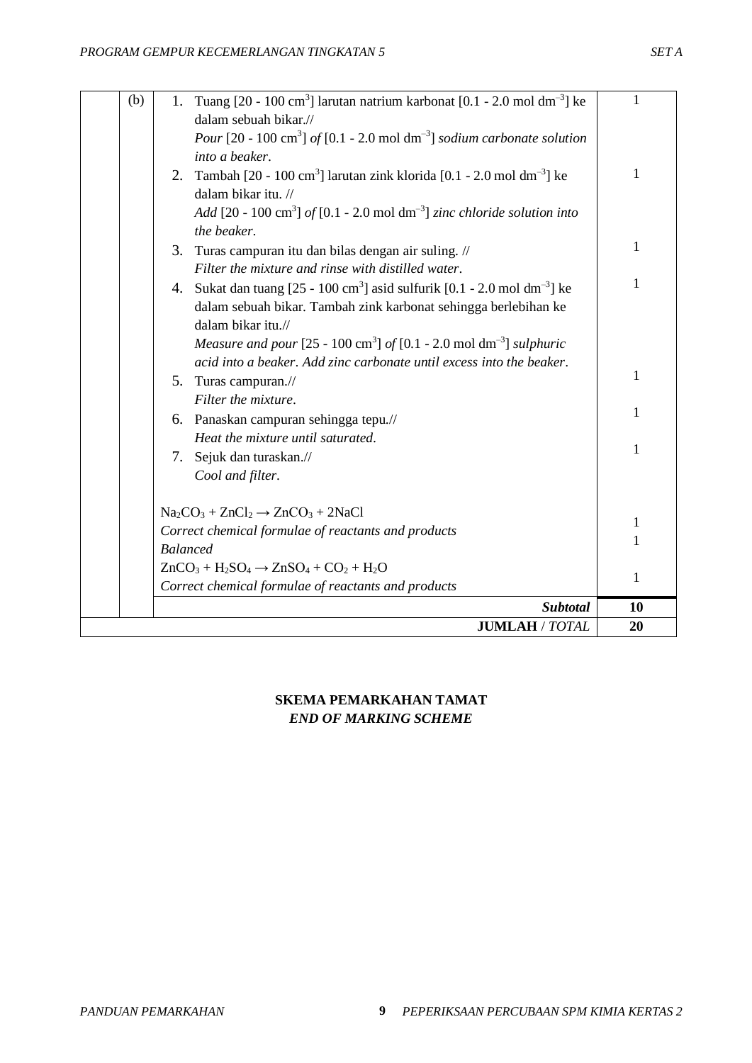| | | | |
|---|---|---|---|
| | (b) | 1. Tuang [20 - 100 $cm^3$] larutan natrium karbonat [0.1 - 2.0 mol $dm^{-3}$] ke dalam sebuah bikar.// *Pour* [20 - 100 $cm^3$] *of* [0.1 - 2.0 mol $dm^{-3}$] *sodium carbonate solution into a beaker*.<br>2. Tambah [20 - 100 $cm^3$] larutan zink klorida [0.1 - 2.0 mol $dm^{-3}$] ke dalam bikar itu. // *Add* [20 - 100 $cm^3$] *of* [0.1 - 2.0 mol $dm^{-3}$] *zinc chloride solution into the beaker*.<br>3. Turas campuran itu dan bilas dengan air suling. // *Filter the mixture and rinse with distilled water*.<br>4. Sukat dan tuang [25 - 100 $cm^3$] asid sulfurik [0.1 - 2.0 mol $dm^{-3}$] ke dalam sebuah bikar. Tambah zink karbonat sehingga berlebihan ke dalam bikar itu.// *Measure and pour* [25 - 100 $cm^3$] *of* [0.1 - 2.0 mol $dm^{-3}$] *sulphuric acid into a beaker*. *Add zinc carbonate until excess into the beaker*.<br>5. Turas campuran.// *Filter the mixture*.<br>6. Panaskan campuran sehingga tepu.// *Heat the mixture until saturated*.<br>7. Sejuk dan turaskan.// *Cool and filter*. | 1<br>1<br>1<br>1<br>1<br>1<br>1 |
| | | $Na_2CO_3 + ZnCl_2 \rightarrow ZnCO_3 + 2NaCl$<br>*Correct chemical formulae of reactants and products*<br>*Balanced*<br>$ZnCO_3 + H_2SO_4 \rightarrow ZnSO_4 + CO_2 + H_2O$<br>*Correct chemical formulae of reactants and products* | 1<br>1<br>1 |
| | | ***Subtotal*** | **10** |
| | | **JUMLAH** / *TOTAL* | **20** |

**SKEMA PEMARKAHAN TAMAT**

***END OF MARKING SCHEME***